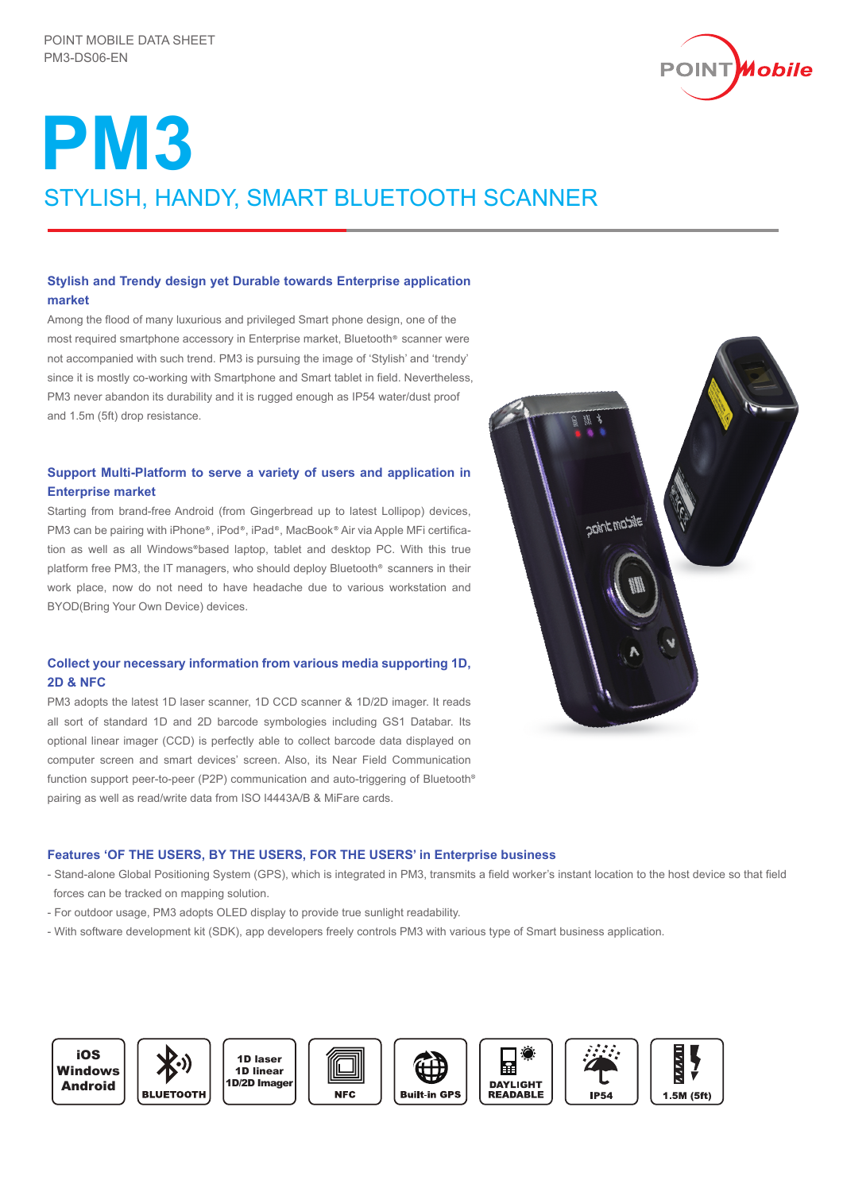POINT MOBILE DATA SHEET
PM3-DS06-EN

# PM3

## STYLISH, HANDY, SMART BLUETOOTH SCANNER

### Stylish and Trendy design yet Durable towards Enterprise application market

Among the flood of many luxurious and privileged Smart phone design, one of the most required smartphone accessory in Enterprise market, Bluetooth® scanner were not accompanied with such trend. PM3 is pursuing the image of 'Stylish' and 'trendy' since it is mostly co-working with Smartphone and Smart tablet in field. Nevertheless, PM3 never abandon its durability and it is rugged enough as IP54 water/dust proof and 1.5m (5ft) drop resistance.

### Support Multi-Platform to serve a variety of users and application in Enterprise market

Starting from brand-free Android (from Gingerbread up to latest Lollipop) devices, PM3 can be pairing with iPhone®, iPod®, iPad®, MacBook® Air via Apple MFi certification as well as all Windows®based laptop, tablet and desktop PC. With this true platform free PM3, the IT managers, who should deploy Bluetooth® scanners in their work place, now do not need to have headache due to various workstation and BYOD(Bring Your Own Device) devices.

### Collect your necessary information from various media supporting 1D, 2D & NFC

PM3 adopts the latest 1D laser scanner, 1D CCD scanner & 1D/2D imager. It reads all sort of standard 1D and 2D barcode symbologies including GS1 Databar. Its optional linear imager (CCD) is perfectly able to collect barcode data displayed on computer screen and smart devices' screen. Also, its Near Field Communication function support peer-to-peer (P2P) communication and auto-triggering of Bluetooth® pairing as well as read/write data from ISO I4443A/B & MiFare cards.

### Features 'OF THE USERS, BY THE USERS, FOR THE USERS' in Enterprise business

- Stand-alone Global Positioning System (GPS), which is integrated in PM3, transmits a field worker's instant location to the host device so that field forces can be tracked on mapping solution.
- For outdoor usage, PM3 adopts OLED display to provide true sunlight readability.
- With software development kit (SDK), app developers freely controls PM3 with various type of Smart business application.

iOS Windows Android | BLUETOOTH | 1D laser 1D linear 1D/2D Imager | NFC | Built-in GPS | DAYLIGHT READABLE | IP54 | 1.5M (5ft)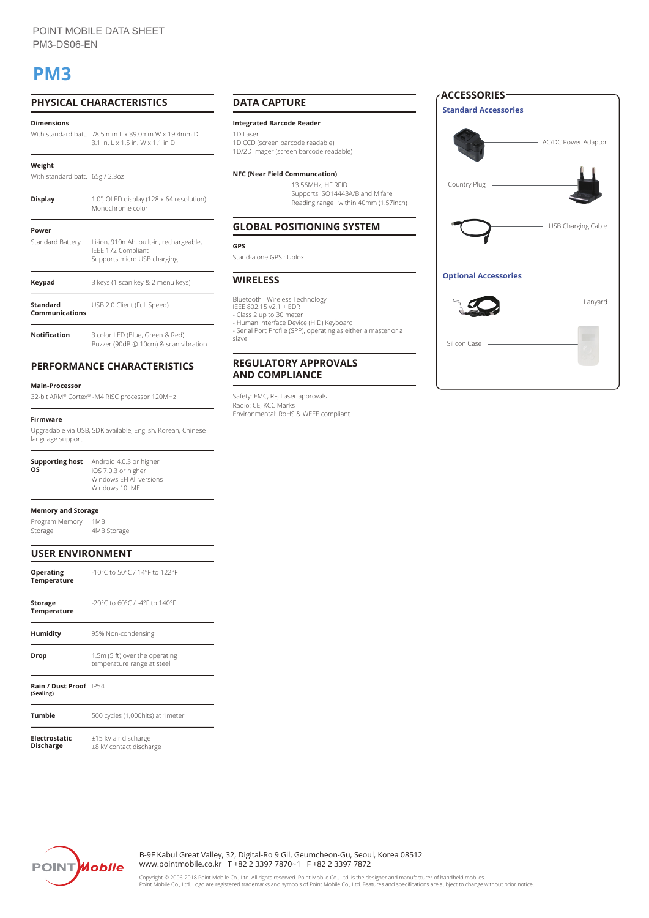POINT MOBILE DATA SHEET
PM3-DS06-EN

# PM3

## PHYSICAL CHARACTERISTICS

**Dimensions**

With standard batt. 78.5 mm L x 39.0mm W x 19.4mm D
3.1 in. L x 1.5 in. W x 1.1 in D

**Weight**

With standard batt. 65g / 2.3oz

| | |
|---|---|
| **Display** | 1.0", OLED display (128 x 64 resolution)<br>Monochrome color |

**Power**

| | |
|---|---|
| Standard Battery | Li-ion, 910mAh, built-in, rechargeable,<br>IEEE 172 Compliant<br>Supports micro USB charging |
| **Keypad** | 3 keys (1 scan key & 2 menu keys) |
| **Standard Communications** | USB 2.0 Client (Full Speed) |
| **Notification** | 3 color LED (Blue, Green & Red)<br>Buzzer (90dB @ 10cm) & scan vibration |

## PERFORMANCE CHARACTERISTICS

**Main-Processor**

32-bit ARM® Cortex® -M4 RISC processor 120MHz

**Firmware**

Upgradable via USB, SDK available, English, Korean, Chinese language support

| | |
|---|---|
| **Supporting host OS** | Android 4.0.3 or higher<br>iOS 7.0.3 or higher<br>Windows EH All versions<br>Windows 10 IME |

**Memory and Storage**

| | |
|---|---|
| Program Memory | 1MB |
| Storage | 4MB Storage |

## USER ENVIRONMENT

| | |
|---|---|
| **Operating Temperature** | -10°C to 50°C / 14°F to 122°F |
| **Storage Temperature** | -20°C to 60°C / -4°F to 140°F |
| **Humidity** | 95% Non-condensing |
| **Drop** | 1.5m (5 ft) over the operating temperature range at steel |
| **Rain / Dust Proof (Sealing)** | IP54 |
| **Tumble** | 500 cycles (1,000hits) at 1meter |
| **Electrostatic Discharge** | ±15 kV air discharge<br>±8 kV contact discharge |

## DATA CAPTURE

**Integrated Barcode Reader**

1D Laser
1D CCD (screen barcode readable)
1D/2D Imager (screen barcode readable)

**NFC (Near Field Communcation)**

13.56MHz, HF RFID
Supports ISO14443A/B and Mifare
Reading range : within 40mm (1.57inch)

## GLOBAL POSITIONING SYSTEM

**GPS**

Stand-alone GPS : Ublox

## WIRELESS

Bluetooth Wireless Technology
IEEE 802.15 v2.1 + EDR
- Class 2 up to 30 meter
- Human Interface Device (HID) Keyboard
- Serial Port Profile (SPP), operating as either a master or a slave

## REGULATORY APPROVALS AND COMPLIANCE

Safety: EMC, RF, Laser approvals
Radio: CE, KCC Marks
Environmental: RoHS & WEEE compliant

## ACCESSORIES

**Standard Accessories**

AC/DC Power Adaptor
Country Plug
USB Charging Cable

**Optional Accessories**

Lanyard
Silicon Case

B-9F Kabul Great Valley, 32, Digital-Ro 9 Gil, Geumcheon-Gu, Seoul, Korea 08512
www.pointmobile.co.kr T +82 2 3397 7870~1 F +82 2 3397 7872

Copyright © 2006-2018 Point Mobile Co., Ltd. All rights reserved. Point Mobile Co., Ltd. is the designer and manufacturer of handheld mobiles.
Point Mobile Co., Ltd. Logo are registered trademarks and symbols of Point Mobile Co., Ltd. Features and specifications are subject to change without prior notice.